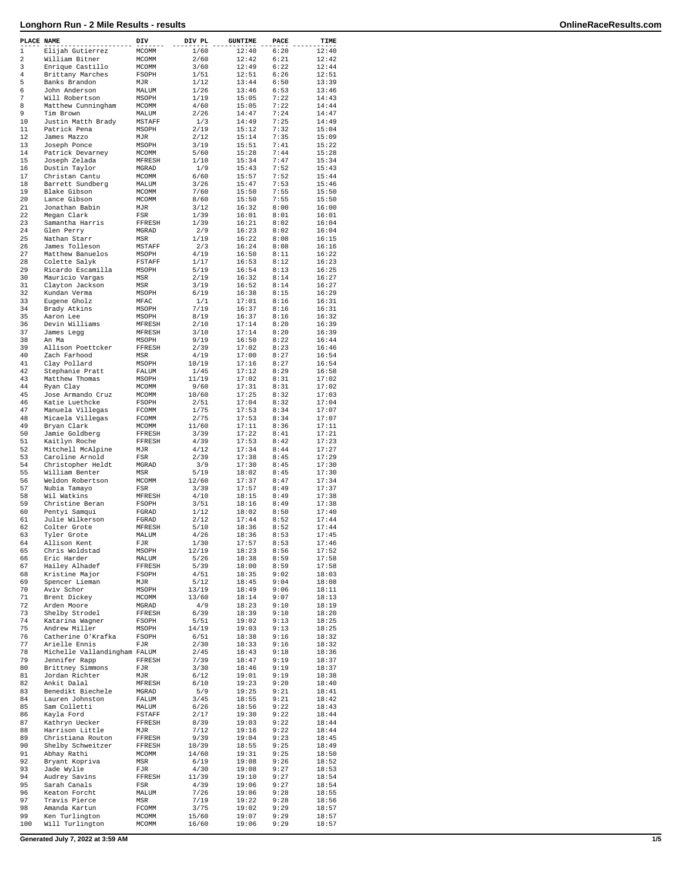# Longhorn Run - 2 Mile Results - results

| PLACE | NAME | DIV | DIV PL | GUNTIME | PACE | TIME |
|---|---|---|---|---|---|---|
| 1 | Elijah Gutierrez | MCOMM | 1/60 | 12:40 | 6:20 | 12:40 |
| 2 | William Bitner | MCOMM | 2/60 | 12:42 | 6:21 | 12:42 |
| 3 | Enrique Castillo | MCOMM | 3/60 | 12:49 | 6:22 | 12:44 |
| 4 | Brittany Marches | FSOPH | 1/51 | 12:51 | 6:26 | 12:51 |
| 5 | Banks Brandon | MJR | 1/12 | 13:44 | 6:50 | 13:39 |
| 6 | John Anderson | MALUM | 1/26 | 13:46 | 6:53 | 13:46 |
| 7 | Will Robertson | MSOPH | 1/19 | 15:05 | 7:22 | 14:43 |
| 8 | Matthew Cunningham | MCOMM | 4/60 | 15:05 | 7:22 | 14:44 |
| 9 | Tim Brown | MALUM | 2/26 | 14:47 | 7:24 | 14:47 |
| 10 | Justin Matth Brady | MSTAFF | 1/3 | 14:49 | 7:25 | 14:49 |
| 11 | Patrick Pena | MSOPH | 2/19 | 15:12 | 7:32 | 15:04 |
| 12 | James Mazzo | MJR | 2/12 | 15:14 | 7:35 | 15:09 |
| 13 | Joseph Ponce | MSOPH | 3/19 | 15:51 | 7:41 | 15:22 |
| 14 | Patrick Devarney | MCOMM | 5/60 | 15:28 | 7:44 | 15:28 |
| 15 | Joseph Zelada | MFRESH | 1/10 | 15:34 | 7:47 | 15:34 |
| 16 | Dustin Taylor | MGRAD | 1/9 | 15:43 | 7:52 | 15:43 |
| 17 | Christan Cantu | MCOMM | 6/60 | 15:57 | 7:52 | 15:44 |
| 18 | Barrett Sundberg | MALUM | 3/26 | 15:47 | 7:53 | 15:46 |
| 19 | Blake Gibson | MCOMM | 7/60 | 15:50 | 7:55 | 15:50 |
| 20 | Lance Gibson | MCOMM | 8/60 | 15:50 | 7:55 | 15:50 |
| 21 | Jonathan Babin | MJR | 3/12 | 16:32 | 8:00 | 16:00 |
| 22 | Megan Clark | FSR | 1/39 | 16:01 | 8:01 | 16:01 |
| 23 | Samantha Harris | FFRESH | 1/39 | 16:21 | 8:02 | 16:04 |
| 24 | Glen Perry | MGRAD | 2/9 | 16:23 | 8:02 | 16:04 |
| 25 | Nathan Starr | MSR | 1/19 | 16:22 | 8:08 | 16:15 |
| 26 | James Tolleson | MSTAFF | 2/3 | 16:24 | 8:08 | 16:16 |
| 27 | Matthew Banuelos | MSOPH | 4/19 | 16:50 | 8:11 | 16:22 |
| 28 | Colette Salyk | FSTAFF | 1/17 | 16:53 | 8:12 | 16:23 |
| 29 | Ricardo Escamilla | MSOPH | 5/19 | 16:54 | 8:13 | 16:25 |
| 30 | Mauricio Vargas | MSR | 2/19 | 16:32 | 8:14 | 16:27 |
| 31 | Clayton Jackson | MSR | 3/19 | 16:52 | 8:14 | 16:27 |
| 32 | Kundan Verma | MSOPH | 6/19 | 16:38 | 8:15 | 16:29 |
| 33 | Eugene Gholz | MFAC | 1/1 | 17:01 | 8:16 | 16:31 |
| 34 | Brady Atkins | MSOPH | 7/19 | 16:37 | 8:16 | 16:31 |
| 35 | Aaron Lee | MSOPH | 8/19 | 16:37 | 8:16 | 16:32 |
| 36 | Devin Williams | MFRESH | 2/10 | 17:14 | 8:20 | 16:39 |
| 37 | James Legg | MFRESH | 3/10 | 17:14 | 8:20 | 16:39 |
| 38 | An Ma | MSOPH | 9/19 | 16:50 | 8:22 | 16:44 |
| 39 | Allison Poettcker | FFRESH | 2/39 | 17:02 | 8:23 | 16:46 |
| 40 | Zach Farhood | MSR | 4/19 | 17:00 | 8:27 | 16:54 |
| 41 | Clay Pollard | MSOPH | 10/19 | 17:16 | 8:27 | 16:54 |
| 42 | Stephanie Pratt | FALUM | 1/45 | 17:12 | 8:29 | 16:58 |
| 43 | Matthew Thomas | MSOPH | 11/19 | 17:02 | 8:31 | 17:02 |
| 44 | Ryan Clay | MCOMM | 9/60 | 17:31 | 8:31 | 17:02 |
| 45 | Jose Armando Cruz | MCOMM | 10/60 | 17:25 | 8:32 | 17:03 |
| 46 | Katie Luethcke | FSOPH | 2/51 | 17:04 | 8:32 | 17:04 |
| 47 | Manuela Villegas | FCOMM | 1/75 | 17:53 | 8:34 | 17:07 |
| 48 | Micaela Villegas | FCOMM | 2/75 | 17:53 | 8:34 | 17:07 |
| 49 | Bryan Clark | MCOMM | 11/60 | 17:11 | 8:36 | 17:11 |
| 50 | Jamie Goldberg | FFRESH | 3/39 | 17:22 | 8:41 | 17:21 |
| 51 | Kaitlyn Roche | FFRESH | 4/39 | 17:53 | 8:42 | 17:23 |
| 52 | Mitchell McAlpine | MJR | 4/12 | 17:34 | 8:44 | 17:27 |
| 53 | Caroline Arnold | FSR | 2/39 | 17:38 | 8:45 | 17:29 |
| 54 | Christopher Heldt | MGRAD | 3/9 | 17:30 | 8:45 | 17:30 |
| 55 | William Benter | MSR | 5/19 | 18:02 | 8:45 | 17:30 |
| 56 | Weldon Robertson | MCOMM | 12/60 | 17:37 | 8:47 | 17:34 |
| 57 | Nubia Tamayo | FSR | 3/39 | 17:57 | 8:49 | 17:37 |
| 58 | Wil Watkins | MFRESH | 4/10 | 18:15 | 8:49 | 17:38 |
| 59 | Christine Beran | FSOPH | 3/51 | 18:16 | 8:49 | 17:38 |
| 60 | Pentyi Samqui | FGRAD | 1/12 | 18:02 | 8:50 | 17:40 |
| 61 | Julie Wilkerson | FGRAD | 2/12 | 17:44 | 8:52 | 17:44 |
| 62 | Colter Grote | MFRESH | 5/10 | 18:36 | 8:52 | 17:44 |
| 63 | Tyler Grote | MALUM | 4/26 | 18:36 | 8:53 | 17:45 |
| 64 | Allison Kent | FJR | 1/30 | 17:57 | 8:53 | 17:46 |
| 65 | Chris Woldstad | MSOPH | 12/19 | 18:23 | 8:56 | 17:52 |
| 66 | Eric Harder | MALUM | 5/26 | 18:38 | 8:59 | 17:58 |
| 67 | Hailey Alhadef | FFRESH | 5/39 | 18:00 | 8:59 | 17:58 |
| 68 | Kristine Major | FSOPH | 4/51 | 18:35 | 9:02 | 18:03 |
| 69 | Spencer Lieman | MJR | 5/12 | 18:45 | 9:04 | 18:08 |
| 70 | Aviv Schor | MSOPH | 13/19 | 18:49 | 9:06 | 18:11 |
| 71 | Brent Dickey | MCOMM | 13/60 | 18:14 | 9:07 | 18:13 |
| 72 | Arden Moore | MGRAD | 4/9 | 18:23 | 9:10 | 18:19 |
| 73 | Shelby Strodel | FFRESH | 6/39 | 18:39 | 9:10 | 18:20 |
| 74 | Katarina Wagner | FSOPH | 5/51 | 19:02 | 9:13 | 18:25 |
| 75 | Andrew Miller | MSOPH | 14/19 | 19:03 | 9:13 | 18:25 |
| 76 | Catherine O'Krafka | FSOPH | 6/51 | 18:38 | 9:16 | 18:32 |
| 77 | Arielle Ennis | FJR | 2/30 | 18:33 | 9:16 | 18:32 |
| 78 | Michelle Vallandingham | FALUM | 2/45 | 18:43 | 9:18 | 18:36 |
| 79 | Jennifer Rapp | FFRESH | 7/39 | 18:47 | 9:19 | 18:37 |
| 80 | Brittney Simmons | FJR | 3/30 | 18:46 | 9:19 | 18:37 |
| 81 | Jordan Richter | MJR | 6/12 | 19:01 | 9:19 | 18:38 |
| 82 | Ankit Dalal | MFRESH | 6/10 | 19:23 | 9:20 | 18:40 |
| 83 | Benedikt Biechele | MGRAD | 5/9 | 19:25 | 9:21 | 18:41 |
| 84 | Lauren Johnston | FALUM | 3/45 | 18:55 | 9:21 | 18:42 |
| 85 | Sam Colletti | MALUM | 6/26 | 18:56 | 9:22 | 18:43 |
| 86 | Kayla Ford | FSTAFF | 2/17 | 19:30 | 9:22 | 18:44 |
| 87 | Kathryn Uecker | FFRESH | 8/39 | 19:03 | 9:22 | 18:44 |
| 88 | Harrison Little | MJR | 7/12 | 19:16 | 9:22 | 18:44 |
| 89 | Christiana Routon | FFRESH | 9/39 | 19:04 | 9:23 | 18:45 |
| 90 | Shelby Schweitzer | FFRESH | 10/39 | 18:55 | 9:25 | 18:49 |
| 91 | Abhay Rathi | MCOMM | 14/60 | 19:31 | 9:25 | 18:50 |
| 92 | Bryant Kopriva | MSR | 6/19 | 19:08 | 9:26 | 18:52 |
| 93 | Jade Wylie | FJR | 4/30 | 19:08 | 9:27 | 18:53 |
| 94 | Audrey Savins | FFRESH | 11/39 | 19:10 | 9:27 | 18:54 |
| 95 | Sarah Canals | FSR | 4/39 | 19:06 | 9:27 | 18:54 |
| 96 | Keaton Forcht | MALUM | 7/26 | 19:06 | 9:28 | 18:55 |
| 97 | Travis Pierce | MSR | 7/19 | 19:22 | 9:28 | 18:56 |
| 98 | Amanda Kartun | FCOMM | 3/75 | 19:02 | 9:29 | 18:57 |
| 99 | Ken Turlington | MCOMM | 15/60 | 19:07 | 9:29 | 18:57 |
| 100 | Will Turlington | MCOMM | 16/60 | 19:06 | 9:29 | 18:57 |

Generated July 7, 2022 at 3:59 AM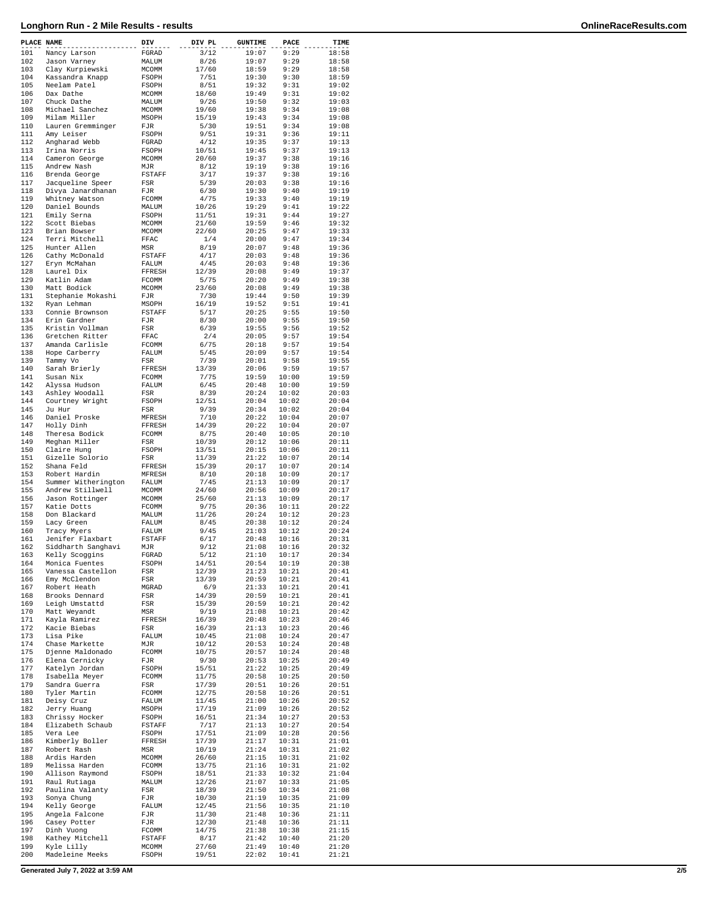# Longhorn Run - 2 Mile Results - results

| PLACE | NAME | DIV | DIV PL | GUNTIME | PACE | TIME |
|---|---|---|---|---|---|---|
| 101 | Nancy Larson | FGRAD | 3/12 | 19:07 | 9:29 | 18:58 |
| 102 | Jason Varney | MALUM | 8/26 | 19:07 | 9:29 | 18:58 |
| 103 | Clay Kurpiewski | MCOMM | 17/60 | 18:59 | 9:29 | 18:58 |
| 104 | Kassandra Knapp | FSOPH | 7/51 | 19:30 | 9:30 | 18:59 |
| 105 | Neelam Patel | FSOPH | 8/51 | 19:32 | 9:31 | 19:02 |
| 106 | Dax Dathe | MCOMM | 18/60 | 19:49 | 9:31 | 19:02 |
| 107 | Chuck Dathe | MALUM | 9/26 | 19:50 | 9:32 | 19:03 |
| 108 | Michael Sanchez | MCOMM | 19/60 | 19:38 | 9:34 | 19:08 |
| 109 | Milam Miller | MSOPH | 15/19 | 19:43 | 9:34 | 19:08 |
| 110 | Lauren Gremminger | FJR | 5/30 | 19:51 | 9:34 | 19:08 |
| 111 | Amy Leiser | FSOPH | 9/51 | 19:31 | 9:36 | 19:11 |
| 112 | Angharad Webb | FGRAD | 4/12 | 19:35 | 9:37 | 19:13 |
| 113 | Irina Norris | FSOPH | 10/51 | 19:45 | 9:37 | 19:13 |
| 114 | Cameron George | MCOMM | 20/60 | 19:37 | 9:38 | 19:16 |
| 115 | Andrew Nash | MJR | 8/12 | 19:19 | 9:38 | 19:16 |
| 116 | Brenda George | FSTAFF | 3/17 | 19:37 | 9:38 | 19:16 |
| 117 | Jacqueline Speer | FSR | 5/39 | 20:03 | 9:38 | 19:16 |
| 118 | Divya Janardhanan | FJR | 6/30 | 19:30 | 9:40 | 19:19 |
| 119 | Whitney Watson | FCOMM | 4/75 | 19:33 | 9:40 | 19:19 |
| 120 | Daniel Bounds | MALUM | 10/26 | 19:29 | 9:41 | 19:22 |
| 121 | Emily Serna | FSOPH | 11/51 | 19:31 | 9:44 | 19:27 |
| 122 | Scott Biebas | MCOMM | 21/60 | 19:59 | 9:46 | 19:32 |
| 123 | Brian Bowser | MCOMM | 22/60 | 20:25 | 9:47 | 19:33 |
| 124 | Terri Mitchell | FFAC | 1/4 | 20:00 | 9:47 | 19:34 |
| 125 | Hunter Allen | MSR | 8/19 | 20:07 | 9:48 | 19:36 |
| 126 | Cathy McDonald | FSTAFF | 4/17 | 20:03 | 9:48 | 19:36 |
| 127 | Eryn McMahan | FALUM | 4/45 | 20:03 | 9:48 | 19:36 |
| 128 | Laurel Dix | FFRESH | 12/39 | 20:08 | 9:49 | 19:37 |
| 129 | Katlin Adam | FCOMM | 5/75 | 20:20 | 9:49 | 19:38 |
| 130 | Matt Bodick | MCOMM | 23/60 | 20:08 | 9:49 | 19:38 |
| 131 | Stephanie Mokashi | FJR | 7/30 | 19:44 | 9:50 | 19:39 |
| 132 | Ryan Lehman | MSOPH | 16/19 | 19:52 | 9:51 | 19:41 |
| 133 | Connie Brownson | FSTAFF | 5/17 | 20:25 | 9:55 | 19:50 |
| 134 | Erin Gardner | FJR | 8/30 | 20:00 | 9:55 | 19:50 |
| 135 | Kristin Vollman | FSR | 6/39 | 19:55 | 9:56 | 19:52 |
| 136 | Gretchen Ritter | FFAC | 2/4 | 20:05 | 9:57 | 19:54 |
| 137 | Amanda Carlisle | FCOMM | 6/75 | 20:18 | 9:57 | 19:54 |
| 138 | Hope Carberry | FALUM | 5/45 | 20:09 | 9:57 | 19:54 |
| 139 | Tammy Vo | FSR | 7/39 | 20:01 | 9:58 | 19:55 |
| 140 | Sarah Brierly | FFRESH | 13/39 | 20:06 | 9:59 | 19:57 |
| 141 | Susan Nix | FCOMM | 7/75 | 19:59 | 10:00 | 19:59 |
| 142 | Alyssa Hudson | FALUM | 6/45 | 20:48 | 10:00 | 19:59 |
| 143 | Ashley Woodall | FSR | 8/39 | 20:24 | 10:02 | 20:03 |
| 144 | Courtney Wright | FSOPH | 12/51 | 20:04 | 10:02 | 20:04 |
| 145 | Ju Hur | FSR | 9/39 | 20:34 | 10:02 | 20:04 |
| 146 | Daniel Proske | MFRESH | 7/10 | 20:22 | 10:04 | 20:07 |
| 147 | Holly Dinh | FFRESH | 14/39 | 20:22 | 10:04 | 20:07 |
| 148 | Theresa Bodick | FCOMM | 8/75 | 20:40 | 10:05 | 20:10 |
| 149 | Meghan Miller | FSR | 10/39 | 20:12 | 10:06 | 20:11 |
| 150 | Claire Hung | FSOPH | 13/51 | 20:15 | 10:06 | 20:11 |
| 151 | Gizelle Solorio | FSR | 11/39 | 21:22 | 10:07 | 20:14 |
| 152 | Shana Feld | FFRESH | 15/39 | 20:17 | 10:07 | 20:14 |
| 153 | Robert Hardin | MFRESH | 8/10 | 20:18 | 10:09 | 20:17 |
| 154 | Summer Witherington | FALUM | 7/45 | 21:13 | 10:09 | 20:17 |
| 155 | Andrew Stillwell | MCOMM | 24/60 | 20:56 | 10:09 | 20:17 |
| 156 | Jason Rottinger | MCOMM | 25/60 | 21:13 | 10:09 | 20:17 |
| 157 | Katie Dotts | FCOMM | 9/75 | 20:36 | 10:11 | 20:22 |
| 158 | Don Blackard | MALUM | 11/26 | 20:24 | 10:12 | 20:23 |
| 159 | Lacy Green | FALUM | 8/45 | 20:38 | 10:12 | 20:24 |
| 160 | Tracy Myers | FALUM | 9/45 | 21:03 | 10:12 | 20:24 |
| 161 | Jenifer Flaxbart | FSTAFF | 6/17 | 20:48 | 10:16 | 20:31 |
| 162 | Siddharth Sanghavi | MJR | 9/12 | 21:08 | 10:16 | 20:32 |
| 163 | Kelly Scoggins | FGRAD | 5/12 | 21:10 | 10:17 | 20:34 |
| 164 | Monica Fuentes | FSOPH | 14/51 | 20:54 | 10:19 | 20:38 |
| 165 | Vanessa Castellon | FSR | 12/39 | 21:23 | 10:21 | 20:41 |
| 166 | Emy McClendon | FSR | 13/39 | 20:59 | 10:21 | 20:41 |
| 167 | Robert Heath | MGRAD | 6/9 | 21:33 | 10:21 | 20:41 |
| 168 | Brooks Dennard | FSR | 14/39 | 20:59 | 10:21 | 20:41 |
| 169 | Leigh Umstattd | FSR | 15/39 | 20:59 | 10:21 | 20:42 |
| 170 | Matt Weyandt | MSR | 9/19 | 21:08 | 10:21 | 20:42 |
| 171 | Kayla Ramirez | FFRESH | 16/39 | 20:48 | 10:23 | 20:46 |
| 172 | Kacie Biebas | FSR | 16/39 | 21:13 | 10:23 | 20:46 |
| 173 | Lisa Pike | FALUM | 10/45 | 21:08 | 10:24 | 20:47 |
| 174 | Chase Markette | MJR | 10/12 | 20:53 | 10:24 | 20:48 |
| 175 | Djenne Maldonado | FCOMM | 10/75 | 20:57 | 10:24 | 20:48 |
| 176 | Elena Cernicky | FJR | 9/30 | 20:53 | 10:25 | 20:49 |
| 177 | Katelyn Jordan | FSOPH | 15/51 | 21:22 | 10:25 | 20:49 |
| 178 | Isabella Meyer | FCOMM | 11/75 | 20:58 | 10:25 | 20:50 |
| 179 | Sandra Guerra | FSR | 17/39 | 20:51 | 10:26 | 20:51 |
| 180 | Tyler Martin | FCOMM | 12/75 | 20:58 | 10:26 | 20:51 |
| 181 | Deisy Cruz | FALUM | 11/45 | 21:00 | 10:26 | 20:52 |
| 182 | Jerry Huang | MSOPH | 17/19 | 21:09 | 10:26 | 20:52 |
| 183 | Chrissy Hocker | FSOPH | 16/51 | 21:34 | 10:27 | 20:53 |
| 184 | Elizabeth Schaub | FSTAFF | 7/17 | 21:13 | 10:27 | 20:54 |
| 185 | Vera Lee | FSOPH | 17/51 | 21:09 | 10:28 | 20:56 |
| 186 | Kimberly Boller | FFRESH | 17/39 | 21:17 | 10:31 | 21:01 |
| 187 | Robert Rash | MSR | 10/19 | 21:24 | 10:31 | 21:02 |
| 188 | Ardis Harden | MCOMM | 26/60 | 21:15 | 10:31 | 21:02 |
| 189 | Melissa Harden | FCOMM | 13/75 | 21:16 | 10:31 | 21:02 |
| 190 | Allison Raymond | FSOPH | 18/51 | 21:33 | 10:32 | 21:04 |
| 191 | Raul Rutiaga | MALUM | 12/26 | 21:07 | 10:33 | 21:05 |
| 192 | Paulina Valanty | FSR | 18/39 | 21:50 | 10:34 | 21:08 |
| 193 | Sonya Chung | FJR | 10/30 | 21:19 | 10:35 | 21:09 |
| 194 | Kelly George | FALUM | 12/45 | 21:56 | 10:35 | 21:10 |
| 195 | Angela Falcone | FJR | 11/30 | 21:48 | 10:36 | 21:11 |
| 196 | Casey Potter | FJR | 12/30 | 21:48 | 10:36 | 21:11 |
| 197 | Dinh Vuong | FCOMM | 14/75 | 21:38 | 10:38 | 21:15 |
| 198 | Kathey Mitchell | FSTAFF | 8/17 | 21:42 | 10:40 | 21:20 |
| 199 | Kyle Lilly | MCOMM | 27/60 | 21:49 | 10:40 | 21:20 |
| 200 | Madeleine Meeks | FSOPH | 19/51 | 22:02 | 10:41 | 21:21 |

Generated July 7, 2022 at 3:59 AM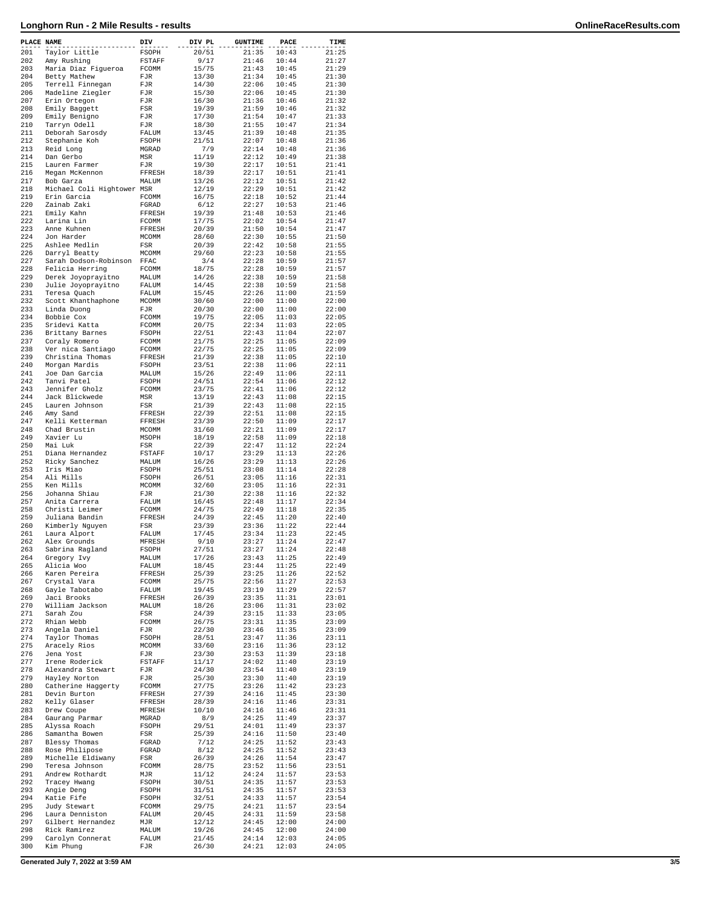## Longhorn Run - 2 Mile Results - results

| PLACE | NAME | DIV | DIV PL | GUNTIME | PACE | TIME |
|---|---|---|---|---|---|---|
| 201 | Taylor Little | FSOPH | 20/51 | 21:35 | 10:43 | 21:25 |
| 202 | Amy Rushing | FSTAFF | 9/17 | 21:46 | 10:44 | 21:27 |
| 203 | Maria Diaz Figueroa | FCOMM | 15/75 | 21:43 | 10:45 | 21:29 |
| 204 | Betty Mathew | FJR | 13/30 | 21:34 | 10:45 | 21:30 |
| 205 | Terrell Finnegan | FJR | 14/30 | 22:06 | 10:45 | 21:30 |
| 206 | Madeline Ziegler | FJR | 15/30 | 22:06 | 10:45 | 21:30 |
| 207 | Erin Ortegon | FJR | 16/30 | 21:36 | 10:46 | 21:32 |
| 208 | Emily Baggett | FSR | 19/39 | 21:59 | 10:46 | 21:32 |
| 209 | Emily Benigno | FJR | 17/30 | 21:54 | 10:47 | 21:33 |
| 210 | Tarryn Odell | FJR | 18/30 | 21:55 | 10:47 | 21:34 |
| 211 | Deborah Sarosdy | FALUM | 13/45 | 21:39 | 10:48 | 21:35 |
| 212 | Stephanie Koh | FSOPH | 21/51 | 22:07 | 10:48 | 21:36 |
| 213 | Reid Long | MGRAD | 7/9 | 22:14 | 10:48 | 21:36 |
| 214 | Dan Gerbo | MSR | 11/19 | 22:12 | 10:49 | 21:38 |
| 215 | Lauren Farmer | FJR | 19/30 | 22:17 | 10:51 | 21:41 |
| 216 | Megan McKennon | FFRESH | 18/39 | 22:17 | 10:51 | 21:41 |
| 217 | Bob Garza | MALUM | 13/26 | 22:12 | 10:51 | 21:42 |
| 218 | Michael Coli Hightower | MSR | 12/19 | 22:29 | 10:51 | 21:42 |
| 219 | Erin Garcia | FCOMM | 16/75 | 22:18 | 10:52 | 21:44 |
| 220 | Zainab Zaki | FGRAD | 6/12 | 22:27 | 10:53 | 21:46 |
| 221 | Emily Kahn | FFRESH | 19/39 | 21:48 | 10:53 | 21:46 |
| 222 | Larina Lin | FCOMM | 17/75 | 22:02 | 10:54 | 21:47 |
| 223 | Anne Kuhnen | FFRESH | 20/39 | 21:50 | 10:54 | 21:47 |
| 224 | Jon Harder | MCOMM | 28/60 | 22:30 | 10:55 | 21:50 |
| 225 | Ashlee Medlin | FSR | 20/39 | 22:42 | 10:58 | 21:55 |
| 226 | Darryl Beatty | MCOMM | 29/60 | 22:23 | 10:58 | 21:55 |
| 227 | Sarah Dodson-Robinson | FFAC | 3/4 | 22:28 | 10:59 | 21:57 |
| 228 | Felicia Herring | FCOMM | 18/75 | 22:28 | 10:59 | 21:57 |
| 229 | Derek Joyoprayitno | MALUM | 14/26 | 22:38 | 10:59 | 21:58 |
| 230 | Julie Joyoprayitno | FALUM | 14/45 | 22:38 | 10:59 | 21:58 |
| 231 | Teresa Quach | FALUM | 15/45 | 22:26 | 11:00 | 21:59 |
| 232 | Scott Khanthaphone | MCOMM | 30/60 | 22:00 | 11:00 | 22:00 |
| 233 | Linda Duong | FJR | 20/30 | 22:00 | 11:00 | 22:00 |
| 234 | Bobbie Cox | FCOMM | 19/75 | 22:05 | 11:03 | 22:05 |
| 235 | Sridevi Katta | FCOMM | 20/75 | 22:34 | 11:03 | 22:05 |
| 236 | Brittany Barnes | FSOPH | 22/51 | 22:43 | 11:04 | 22:07 |
| 237 | Coraly Romero | FCOMM | 21/75 | 22:25 | 11:05 | 22:09 |
| 238 | Ver nica Santiago | FCOMM | 22/75 | 22:25 | 11:05 | 22:09 |
| 239 | Christina Thomas | FFRESH | 21/39 | 22:38 | 11:05 | 22:10 |
| 240 | Morgan Mardis | FSOPH | 23/51 | 22:38 | 11:06 | 22:11 |
| 241 | Joe Dan Garcia | MALUM | 15/26 | 22:49 | 11:06 | 22:11 |
| 242 | Tanvi Patel | FSOPH | 24/51 | 22:54 | 11:06 | 22:12 |
| 243 | Jennifer Gholz | FCOMM | 23/75 | 22:41 | 11:06 | 22:12 |
| 244 | Jack Blickwede | MSR | 13/19 | 22:43 | 11:08 | 22:15 |
| 245 | Lauren Johnson | FSR | 21/39 | 22:43 | 11:08 | 22:15 |
| 246 | Amy Sand | FFRESH | 22/39 | 22:51 | 11:08 | 22:15 |
| 247 | Kelli Ketterman | FFRESH | 23/39 | 22:50 | 11:09 | 22:17 |
| 248 | Chad Brustin | MCOMM | 31/60 | 22:21 | 11:09 | 22:17 |
| 249 | Xavier Lu | MSOPH | 18/19 | 22:58 | 11:09 | 22:18 |
| 250 | Mai Luk | FSR | 22/39 | 22:47 | 11:12 | 22:24 |
| 251 | Diana Hernandez | FSTAFF | 10/17 | 23:29 | 11:13 | 22:26 |
| 252 | Ricky Sanchez | MALUM | 16/26 | 23:29 | 11:13 | 22:26 |
| 253 | Iris Miao | FSOPH | 25/51 | 23:08 | 11:14 | 22:28 |
| 254 | Ali Mills | FSOPH | 26/51 | 23:05 | 11:16 | 22:31 |
| 255 | Ken Mills | MCOMM | 32/60 | 23:05 | 11:16 | 22:31 |
| 256 | Johanna Shiau | FJR | 21/30 | 22:38 | 11:16 | 22:32 |
| 257 | Anita Carrera | FALUM | 16/45 | 22:48 | 11:17 | 22:34 |
| 258 | Christi Leimer | FCOMM | 24/75 | 22:49 | 11:18 | 22:35 |
| 259 | Juliana Bandin | FFRESH | 24/39 | 22:45 | 11:20 | 22:40 |
| 260 | Kimberly Nguyen | FSR | 23/39 | 23:36 | 11:22 | 22:44 |
| 261 | Laura Alport | FALUM | 17/45 | 23:34 | 11:23 | 22:45 |
| 262 | Alex Grounds | MFRESH | 9/10 | 23:27 | 11:24 | 22:47 |
| 263 | Sabrina Ragland | FSOPH | 27/51 | 23:27 | 11:24 | 22:48 |
| 264 | Gregory Ivy | MALUM | 17/26 | 23:43 | 11:25 | 22:49 |
| 265 | Alicia Woo | FALUM | 18/45 | 23:44 | 11:25 | 22:49 |
| 266 | Karen Pereira | FFRESH | 25/39 | 23:25 | 11:26 | 22:52 |
| 267 | Crystal Vara | FCOMM | 25/75 | 22:56 | 11:27 | 22:53 |
| 268 | Gayle Tabotabo | FALUM | 19/45 | 23:19 | 11:29 | 22:57 |
| 269 | Jaci Brooks | FFRESH | 26/39 | 23:35 | 11:31 | 23:01 |
| 270 | William Jackson | MALUM | 18/26 | 23:06 | 11:31 | 23:02 |
| 271 | Sarah Zou | FSR | 24/39 | 23:15 | 11:33 | 23:05 |
| 272 | Rhian Webb | FCOMM | 26/75 | 23:31 | 11:35 | 23:09 |
| 273 | Angela Daniel | FJR | 22/30 | 23:46 | 11:35 | 23:09 |
| 274 | Taylor Thomas | FSOPH | 28/51 | 23:47 | 11:36 | 23:11 |
| 275 | Aracely Rios | MCOMM | 33/60 | 23:16 | 11:36 | 23:12 |
| 276 | Jena Yost | FJR | 23/30 | 23:53 | 11:39 | 23:18 |
| 277 | Irene Roderick | FSTAFF | 11/17 | 24:02 | 11:40 | 23:19 |
| 278 | Alexandra Stewart | FJR | 24/30 | 23:54 | 11:40 | 23:19 |
| 279 | Hayley Norton | FJR | 25/30 | 23:30 | 11:40 | 23:19 |
| 280 | Catherine Haggerty | FCOMM | 27/75 | 23:26 | 11:42 | 23:23 |
| 281 | Devin Burton | FFRESH | 27/39 | 24:16 | 11:45 | 23:30 |
| 282 | Kelly Glaser | FFRESH | 28/39 | 24:16 | 11:46 | 23:31 |
| 283 | Drew Coupe | MFRESH | 10/10 | 24:16 | 11:46 | 23:31 |
| 284 | Gaurang Parmar | MGRAD | 8/9 | 24:25 | 11:49 | 23:37 |
| 285 | Alyssa Roach | FSOPH | 29/51 | 24:01 | 11:49 | 23:37 |
| 286 | Samantha Bowen | FSR | 25/39 | 24:16 | 11:50 | 23:40 |
| 287 | Blessy Thomas | FGRAD | 7/12 | 24:25 | 11:52 | 23:43 |
| 288 | Rose Philipose | FGRAD | 8/12 | 24:25 | 11:52 | 23:43 |
| 289 | Michelle Eldiwany | FSR | 26/39 | 24:26 | 11:54 | 23:47 |
| 290 | Teresa Johnson | FCOMM | 28/75 | 23:52 | 11:56 | 23:51 |
| 291 | Andrew Rothardt | MJR | 11/12 | 24:24 | 11:57 | 23:53 |
| 292 | Tracey Hwang | FSOPH | 30/51 | 24:35 | 11:57 | 23:53 |
| 293 | Angie Deng | FSOPH | 31/51 | 24:35 | 11:57 | 23:53 |
| 294 | Katie Fife | FSOPH | 32/51 | 24:33 | 11:57 | 23:54 |
| 295 | Judy Stewart | FCOMM | 29/75 | 24:21 | 11:57 | 23:54 |
| 296 | Laura Denniston | FALUM | 20/45 | 24:31 | 11:59 | 23:58 |
| 297 | Gilbert Hernandez | MJR | 12/12 | 24:45 | 12:00 | 24:00 |
| 298 | Rick Ramirez | MALUM | 19/26 | 24:45 | 12:00 | 24:00 |
| 299 | Carolyn Connerat | FALUM | 21/45 | 24:14 | 12:03 | 24:05 |
| 300 | Kim Phung | FJR | 26/30 | 24:21 | 12:03 | 24:05 |

Generated July 7, 2022 at 3:59 AM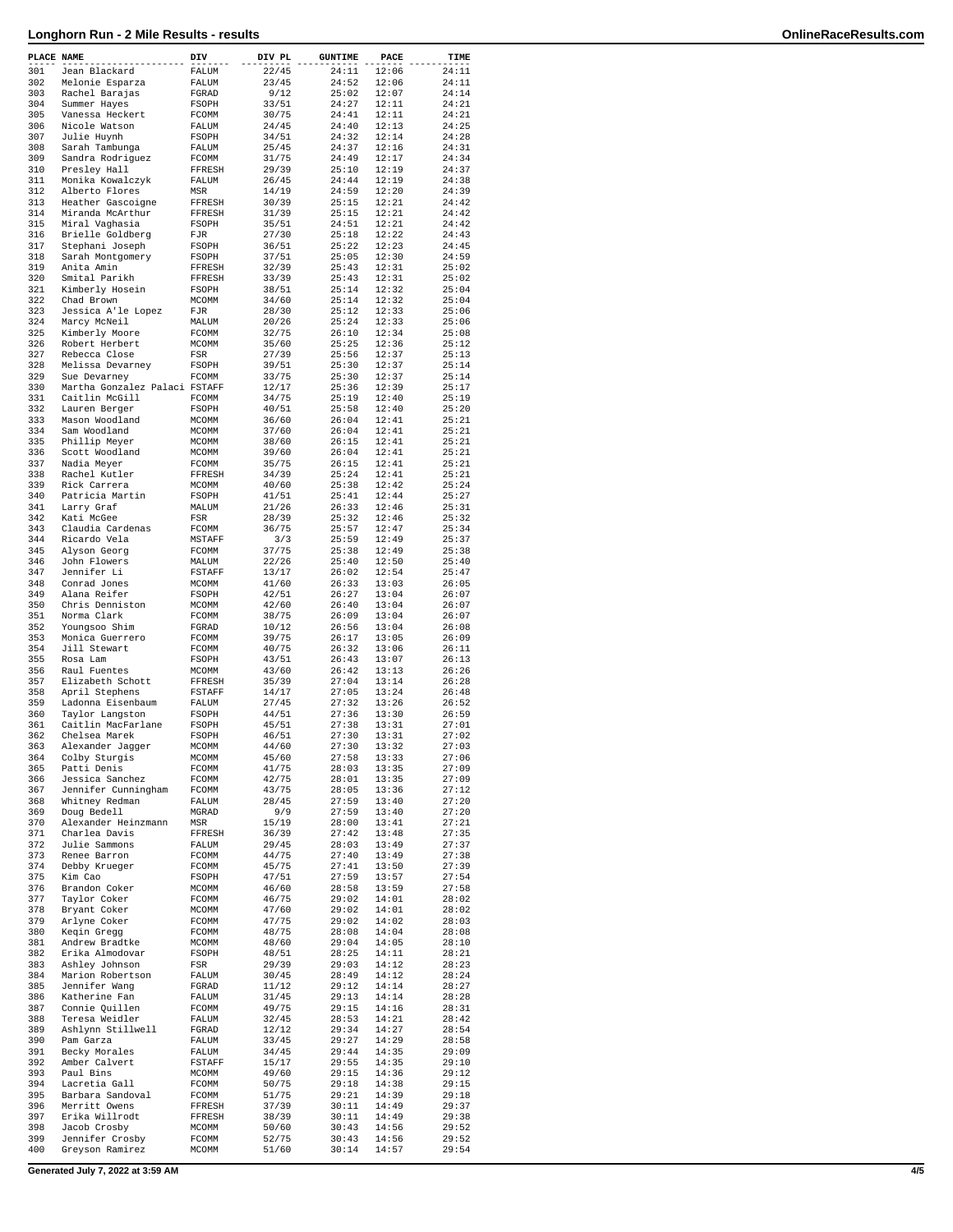# Longhorn Run - 2 Mile Results - results

| PLACE | NAME | DIV | DIV PL | GUNTIME | PACE | TIME |
|---|---|---|---|---|---|---|
| 301 | Jean Blackard | FALUM | 22/45 | 24:11 | 12:06 | 24:11 |
| 302 | Melonie Esparza | FALUM | 23/45 | 24:52 | 12:06 | 24:11 |
| 303 | Rachel Barajas | FGRAD | 9/12 | 25:02 | 12:07 | 24:14 |
| 304 | Summer Hayes | FSOPH | 33/51 | 24:27 | 12:11 | 24:21 |
| 305 | Vanessa Heckert | FCOMM | 30/75 | 24:41 | 12:11 | 24:21 |
| 306 | Nicole Watson | FALUM | 24/45 | 24:40 | 12:13 | 24:25 |
| 307 | Julie Huynh | FSOPH | 34/51 | 24:32 | 12:14 | 24:28 |
| 308 | Sarah Tambunga | FALUM | 25/45 | 24:37 | 12:16 | 24:31 |
| 309 | Sandra Rodriguez | FCOMM | 31/75 | 24:49 | 12:17 | 24:34 |
| 310 | Presley Hall | FFRESH | 29/39 | 25:10 | 12:19 | 24:37 |
| 311 | Monika Kowalczyk | FALUM | 26/45 | 24:44 | 12:19 | 24:38 |
| 312 | Alberto Flores | MSR | 14/19 | 24:59 | 12:20 | 24:39 |
| 313 | Heather Gascoigne | FFRESH | 30/39 | 25:15 | 12:21 | 24:42 |
| 314 | Miranda McArthur | FFRESH | 31/39 | 25:15 | 12:21 | 24:42 |
| 315 | Miral Vaghasia | FSOPH | 35/51 | 24:51 | 12:21 | 24:42 |
| 316 | Brielle Goldberg | FJR | 27/30 | 25:18 | 12:22 | 24:43 |
| 317 | Stephani Joseph | FSOPH | 36/51 | 25:22 | 12:23 | 24:45 |
| 318 | Sarah Montgomery | FSOPH | 37/51 | 25:05 | 12:30 | 24:59 |
| 319 | Anita Amin | FFRESH | 32/39 | 25:43 | 12:31 | 25:02 |
| 320 | Smital Parikh | FFRESH | 33/39 | 25:43 | 12:31 | 25:02 |
| 321 | Kimberly Hosein | FSOPH | 38/51 | 25:14 | 12:32 | 25:04 |
| 322 | Chad Brown | MCOMM | 34/60 | 25:14 | 12:32 | 25:04 |
| 323 | Jessica A'le Lopez | FJR | 28/30 | 25:12 | 12:33 | 25:06 |
| 324 | Marcy McNeil | MALUM | 20/26 | 25:24 | 12:33 | 25:06 |
| 325 | Kimberly Moore | FCOMM | 32/75 | 26:10 | 12:34 | 25:08 |
| 326 | Robert Herbert | MCOMM | 35/60 | 25:25 | 12:36 | 25:12 |
| 327 | Rebecca Close | FSR | 27/39 | 25:56 | 12:37 | 25:13 |
| 328 | Melissa Devarney | FSOPH | 39/51 | 25:30 | 12:37 | 25:14 |
| 329 | Sue Devarney | FCOMM | 33/75 | 25:30 | 12:37 | 25:14 |
| 330 | Martha Gonzalez Palaci | FSTAFF | 12/17 | 25:36 | 12:39 | 25:17 |
| 331 | Caitlin McGill | FCOMM | 34/75 | 25:19 | 12:40 | 25:19 |
| 332 | Lauren Berger | FSOPH | 40/51 | 25:58 | 12:40 | 25:20 |
| 333 | Mason Woodland | MCOMM | 36/60 | 26:04 | 12:41 | 25:21 |
| 334 | Sam Woodland | MCOMM | 37/60 | 26:04 | 12:41 | 25:21 |
| 335 | Phillip Meyer | MCOMM | 38/60 | 26:15 | 12:41 | 25:21 |
| 336 | Scott Woodland | MCOMM | 39/60 | 26:04 | 12:41 | 25:21 |
| 337 | Nadia Meyer | FCOMM | 35/75 | 26:15 | 12:41 | 25:21 |
| 338 | Rachel Kutler | FFRESH | 34/39 | 25:24 | 12:41 | 25:21 |
| 339 | Rick Carrera | MCOMM | 40/60 | 25:38 | 12:42 | 25:24 |
| 340 | Patricia Martin | FSOPH | 41/51 | 25:41 | 12:44 | 25:27 |
| 341 | Larry Graf | MALUM | 21/26 | 26:33 | 12:46 | 25:31 |
| 342 | Kati McGee | FSR | 28/39 | 25:32 | 12:46 | 25:32 |
| 343 | Claudia Cardenas | FCOMM | 36/75 | 25:57 | 12:47 | 25:34 |
| 344 | Ricardo Vela | MSTAFF | 3/3 | 25:59 | 12:49 | 25:37 |
| 345 | Alyson Georg | FCOMM | 37/75 | 25:38 | 12:49 | 25:38 |
| 346 | John Flowers | MALUM | 22/26 | 25:40 | 12:50 | 25:40 |
| 347 | Jennifer Li | FSTAFF | 13/17 | 26:02 | 12:54 | 25:47 |
| 348 | Conrad Jones | MCOMM | 41/60 | 26:33 | 13:03 | 26:05 |
| 349 | Alana Reifer | FSOPH | 42/51 | 26:27 | 13:04 | 26:07 |
| 350 | Chris Denniston | MCOMM | 42/60 | 26:40 | 13:04 | 26:07 |
| 351 | Norma Clark | FCOMM | 38/75 | 26:09 | 13:04 | 26:07 |
| 352 | Youngsoo Shim | FGRAD | 10/12 | 26:56 | 13:04 | 26:08 |
| 353 | Monica Guerrero | FCOMM | 39/75 | 26:17 | 13:05 | 26:09 |
| 354 | Jill Stewart | FCOMM | 40/75 | 26:32 | 13:06 | 26:11 |
| 355 | Rosa Lam | FSOPH | 43/51 | 26:43 | 13:07 | 26:13 |
| 356 | Raul Fuentes | MCOMM | 43/60 | 26:42 | 13:13 | 26:26 |
| 357 | Elizabeth Schott | FFRESH | 35/39 | 27:04 | 13:14 | 26:28 |
| 358 | April Stephens | FSTAFF | 14/17 | 27:05 | 13:24 | 26:48 |
| 359 | Ladonna Eisenbaum | FALUM | 27/45 | 27:32 | 13:26 | 26:52 |
| 360 | Taylor Langston | FSOPH | 44/51 | 27:36 | 13:30 | 26:59 |
| 361 | Caitlin MacFarlane | FSOPH | 45/51 | 27:38 | 13:31 | 27:01 |
| 362 | Chelsea Marek | FSOPH | 46/51 | 27:30 | 13:31 | 27:02 |
| 363 | Alexander Jagger | MCOMM | 44/60 | 27:30 | 13:32 | 27:03 |
| 364 | Colby Sturgis | MCOMM | 45/60 | 27:58 | 13:33 | 27:06 |
| 365 | Patti Denis | FCOMM | 41/75 | 28:03 | 13:35 | 27:09 |
| 366 | Jessica Sanchez | FCOMM | 42/75 | 28:01 | 13:35 | 27:09 |
| 367 | Jennifer Cunningham | FCOMM | 43/75 | 28:05 | 13:36 | 27:12 |
| 368 | Whitney Redman | FALUM | 28/45 | 27:59 | 13:40 | 27:20 |
| 369 | Doug Bedell | MGRAD | 9/9 | 27:59 | 13:40 | 27:20 |
| 370 | Alexander Heinzmann | MSR | 15/19 | 28:00 | 13:41 | 27:21 |
| 371 | Charlea Davis | FFRESH | 36/39 | 27:42 | 13:48 | 27:35 |
| 372 | Julie Sammons | FALUM | 29/45 | 28:03 | 13:49 | 27:37 |
| 373 | Renee Barron | FCOMM | 44/75 | 27:40 | 13:49 | 27:38 |
| 374 | Debby Krueger | FCOMM | 45/75 | 27:41 | 13:50 | 27:39 |
| 375 | Kim Cao | FSOPH | 47/51 | 27:59 | 13:57 | 27:54 |
| 376 | Brandon Coker | MCOMM | 46/60 | 28:58 | 13:59 | 27:58 |
| 377 | Taylor Coker | FCOMM | 46/75 | 29:02 | 14:01 | 28:02 |
| 378 | Bryant Coker | MCOMM | 47/60 | 29:02 | 14:01 | 28:02 |
| 379 | Arlyne Coker | FCOMM | 47/75 | 29:02 | 14:02 | 28:03 |
| 380 | Keqin Gregg | FCOMM | 48/75 | 28:08 | 14:04 | 28:08 |
| 381 | Andrew Bradtke | MCOMM | 48/60 | 29:04 | 14:05 | 28:10 |
| 382 | Erika Almodovar | FSOPH | 48/51 | 28:25 | 14:11 | 28:21 |
| 383 | Ashley Johnson | FSR | 29/39 | 29:03 | 14:12 | 28:23 |
| 384 | Marion Robertson | FALUM | 30/45 | 28:49 | 14:12 | 28:24 |
| 385 | Jennifer Wang | FGRAD | 11/12 | 29:12 | 14:14 | 28:27 |
| 386 | Katherine Fan | FALUM | 31/45 | 29:13 | 14:14 | 28:28 |
| 387 | Connie Quillen | FCOMM | 49/75 | 29:15 | 14:16 | 28:31 |
| 388 | Teresa Weidler | FALUM | 32/45 | 28:53 | 14:21 | 28:42 |
| 389 | Ashlynn Stillwell | FGRAD | 12/12 | 29:34 | 14:27 | 28:54 |
| 390 | Pam Garza | FALUM | 33/45 | 29:27 | 14:29 | 28:58 |
| 391 | Becky Morales | FALUM | 34/45 | 29:44 | 14:35 | 29:09 |
| 392 | Amber Calvert | FSTAFF | 15/17 | 29:55 | 14:35 | 29:10 |
| 393 | Paul Bins | MCOMM | 49/60 | 29:15 | 14:36 | 29:12 |
| 394 | Lacretia Gall | FCOMM | 50/75 | 29:18 | 14:38 | 29:15 |
| 395 | Barbara Sandoval | FCOMM | 51/75 | 29:21 | 14:39 | 29:18 |
| 396 | Merritt Owens | FFRESH | 37/39 | 30:11 | 14:49 | 29:37 |
| 397 | Erika Willrodt | FFRESH | 38/39 | 30:11 | 14:49 | 29:38 |
| 398 | Jacob Crosby | MCOMM | 50/60 | 30:43 | 14:56 | 29:52 |
| 399 | Jennifer Crosby | FCOMM | 52/75 | 30:43 | 14:56 | 29:52 |
| 400 | Greyson Ramirez | MCOMM | 51/60 | 30:14 | 14:57 | 29:54 |

Generated July 7, 2022 at 3:59 AM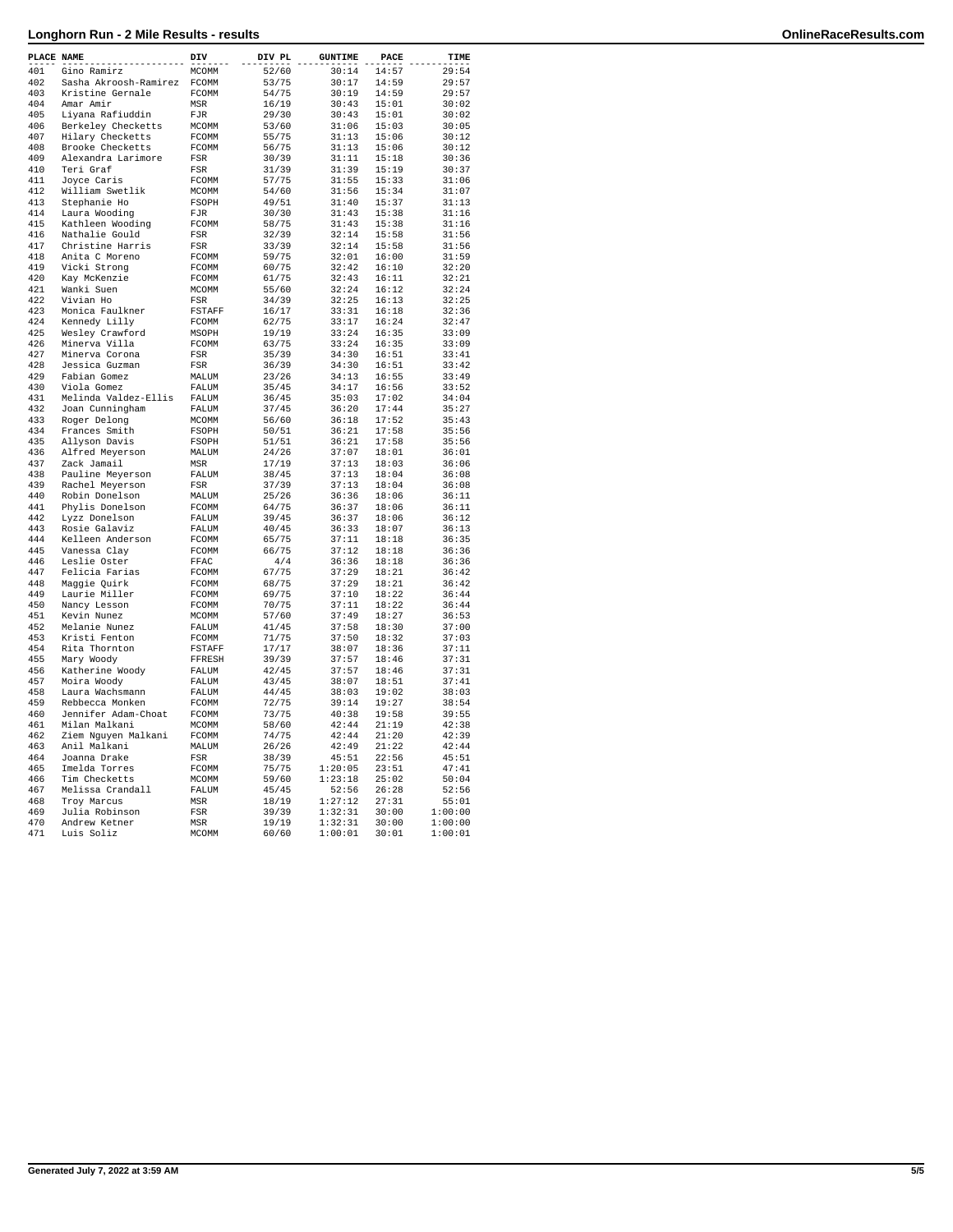| PLACE | NAME | DIV | DIV PL | GUNTIME | PACE | TIME |
|---|---|---|---|---|---|---|
| 401 | Gino Ramirz | MCOMM | 52/60 | 30:14 | 14:57 | 29:54 |
| 402 | Sasha Akroosh-Ramirez | FCOMM | 53/75 | 30:17 | 14:59 | 29:57 |
| 403 | Kristine Gernale | FCOMM | 54/75 | 30:19 | 14:59 | 29:57 |
| 404 | Amar Amir | MSR | 16/19 | 30:43 | 15:01 | 30:02 |
| 405 | Liyana Rafiuddin | FJR | 29/30 | 30:43 | 15:01 | 30:02 |
| 406 | Berkeley Checketts | MCOMM | 53/60 | 31:06 | 15:03 | 30:05 |
| 407 | Hilary Checketts | FCOMM | 55/75 | 31:13 | 15:06 | 30:12 |
| 408 | Brooke Checketts | FCOMM | 56/75 | 31:13 | 15:06 | 30:12 |
| 409 | Alexandra Larimore | FSR | 30/39 | 31:11 | 15:18 | 30:36 |
| 410 | Teri Graf | FSR | 31/39 | 31:39 | 15:19 | 30:37 |
| 411 | Joyce Caris | FCOMM | 57/75 | 31:55 | 15:33 | 31:06 |
| 412 | William Swetlik | MCOMM | 54/60 | 31:56 | 15:34 | 31:07 |
| 413 | Stephanie Ho | FSOPH | 49/51 | 31:40 | 15:37 | 31:13 |
| 414 | Laura Wooding | FJR | 30/30 | 31:43 | 15:38 | 31:16 |
| 415 | Kathleen Wooding | FCOMM | 58/75 | 31:43 | 15:38 | 31:16 |
| 416 | Nathalie Gould | FSR | 32/39 | 32:14 | 15:58 | 31:56 |
| 417 | Christine Harris | FSR | 33/39 | 32:14 | 15:58 | 31:56 |
| 418 | Anita C Moreno | FCOMM | 59/75 | 32:01 | 16:00 | 31:59 |
| 419 | Vicki Strong | FCOMM | 60/75 | 32:42 | 16:10 | 32:20 |
| 420 | Kay McKenzie | FCOMM | 61/75 | 32:43 | 16:11 | 32:21 |
| 421 | Wanki Suen | MCOMM | 55/60 | 32:24 | 16:12 | 32:24 |
| 422 | Vivian Ho | FSR | 34/39 | 32:25 | 16:13 | 32:25 |
| 423 | Monica Faulkner | FSTAFF | 16/17 | 33:31 | 16:18 | 32:36 |
| 424 | Kennedy Lilly | FCOMM | 62/75 | 33:17 | 16:24 | 32:47 |
| 425 | Wesley Crawford | MSOPH | 19/19 | 33:24 | 16:35 | 33:09 |
| 426 | Minerva Villa | FCOMM | 63/75 | 33:24 | 16:35 | 33:09 |
| 427 | Minerva Corona | FSR | 35/39 | 34:30 | 16:51 | 33:41 |
| 428 | Jessica Guzman | FSR | 36/39 | 34:30 | 16:51 | 33:42 |
| 429 | Fabian Gomez | MALUM | 23/26 | 34:13 | 16:55 | 33:49 |
| 430 | Viola Gomez | FALUM | 35/45 | 34:17 | 16:56 | 33:52 |
| 431 | Melinda Valdez-Ellis | FALUM | 36/45 | 35:03 | 17:02 | 34:04 |
| 432 | Joan Cunningham | FALUM | 37/45 | 36:20 | 17:44 | 35:27 |
| 433 | Roger Delong | MCOMM | 56/60 | 36:18 | 17:52 | 35:43 |
| 434 | Frances Smith | FSOPH | 50/51 | 36:21 | 17:58 | 35:56 |
| 435 | Allyson Davis | FSOPH | 51/51 | 36:21 | 17:58 | 35:56 |
| 436 | Alfred Meyerson | MALUM | 24/26 | 37:07 | 18:01 | 36:01 |
| 437 | Zack Jamail | MSR | 17/19 | 37:13 | 18:03 | 36:06 |
| 438 | Pauline Meyerson | FALUM | 38/45 | 37:13 | 18:04 | 36:08 |
| 439 | Rachel Meyerson | FSR | 37/39 | 37:13 | 18:04 | 36:08 |
| 440 | Robin Donelson | MALUM | 25/26 | 36:36 | 18:06 | 36:11 |
| 441 | Phylis Donelson | FCOMM | 64/75 | 36:37 | 18:06 | 36:11 |
| 442 | Lyzz Donelson | FALUM | 39/45 | 36:37 | 18:06 | 36:12 |
| 443 | Rosie Galaviz | FALUM | 40/45 | 36:33 | 18:07 | 36:13 |
| 444 | Kelleen Anderson | FCOMM | 65/75 | 37:11 | 18:18 | 36:35 |
| 445 | Vanessa Clay | FCOMM | 66/75 | 37:12 | 18:18 | 36:36 |
| 446 | Leslie Oster | FFAC | 4/4 | 36:36 | 18:18 | 36:36 |
| 447 | Felicia Farias | FCOMM | 67/75 | 37:29 | 18:21 | 36:42 |
| 448 | Maggie Quirk | FCOMM | 68/75 | 37:29 | 18:21 | 36:42 |
| 449 | Laurie Miller | FCOMM | 69/75 | 37:10 | 18:22 | 36:44 |
| 450 | Nancy Lesson | FCOMM | 70/75 | 37:11 | 18:22 | 36:44 |
| 451 | Kevin Nunez | MCOMM | 57/60 | 37:49 | 18:27 | 36:53 |
| 452 | Melanie Nunez | FALUM | 41/45 | 37:58 | 18:30 | 37:00 |
| 453 | Kristi Fenton | FCOMM | 71/75 | 37:50 | 18:32 | 37:03 |
| 454 | Rita Thornton | FSTAFF | 17/17 | 38:07 | 18:36 | 37:11 |
| 455 | Mary Woody | FFRESH | 39/39 | 37:57 | 18:46 | 37:31 |
| 456 | Katherine Woody | FALUM | 42/45 | 37:57 | 18:46 | 37:31 |
| 457 | Moira Woody | FALUM | 43/45 | 38:07 | 18:51 | 37:41 |
| 458 | Laura Wachsmann | FALUM | 44/45 | 38:03 | 19:02 | 38:03 |
| 459 | Rebbecca Monken | FCOMM | 72/75 | 39:14 | 19:27 | 38:54 |
| 460 | Jennifer Adam-Choat | FCOMM | 73/75 | 40:38 | 19:58 | 39:55 |
| 461 | Milan Malkani | MCOMM | 58/60 | 42:44 | 21:19 | 42:38 |
| 462 | Ziem Nguyen Malkani | FCOMM | 74/75 | 42:44 | 21:20 | 42:39 |
| 463 | Anil Malkani | MALUM | 26/26 | 42:49 | 21:22 | 42:44 |
| 464 | Joanna Drake | FSR | 38/39 | 45:51 | 22:56 | 45:51 |
| 465 | Imelda Torres | FCOMM | 75/75 | 1:20:05 | 23:51 | 47:41 |
| 466 | Tim Checketts | MCOMM | 59/60 | 1:23:18 | 25:02 | 50:04 |
| 467 | Melissa Crandall | FALUM | 45/45 | 52:56 | 26:28 | 52:56 |
| 468 | Troy Marcus | MSR | 18/19 | 1:27:12 | 27:31 | 55:01 |
| 469 | Julia Robinson | FSR | 39/39 | 1:32:31 | 30:00 | 1:00:00 |
| 470 | Andrew Ketner | MSR | 19/19 | 1:32:31 | 30:00 | 1:00:00 |
| 471 | Luis Soliz | MCOMM | 60/60 | 1:00:01 | 30:01 | 1:00:01 |